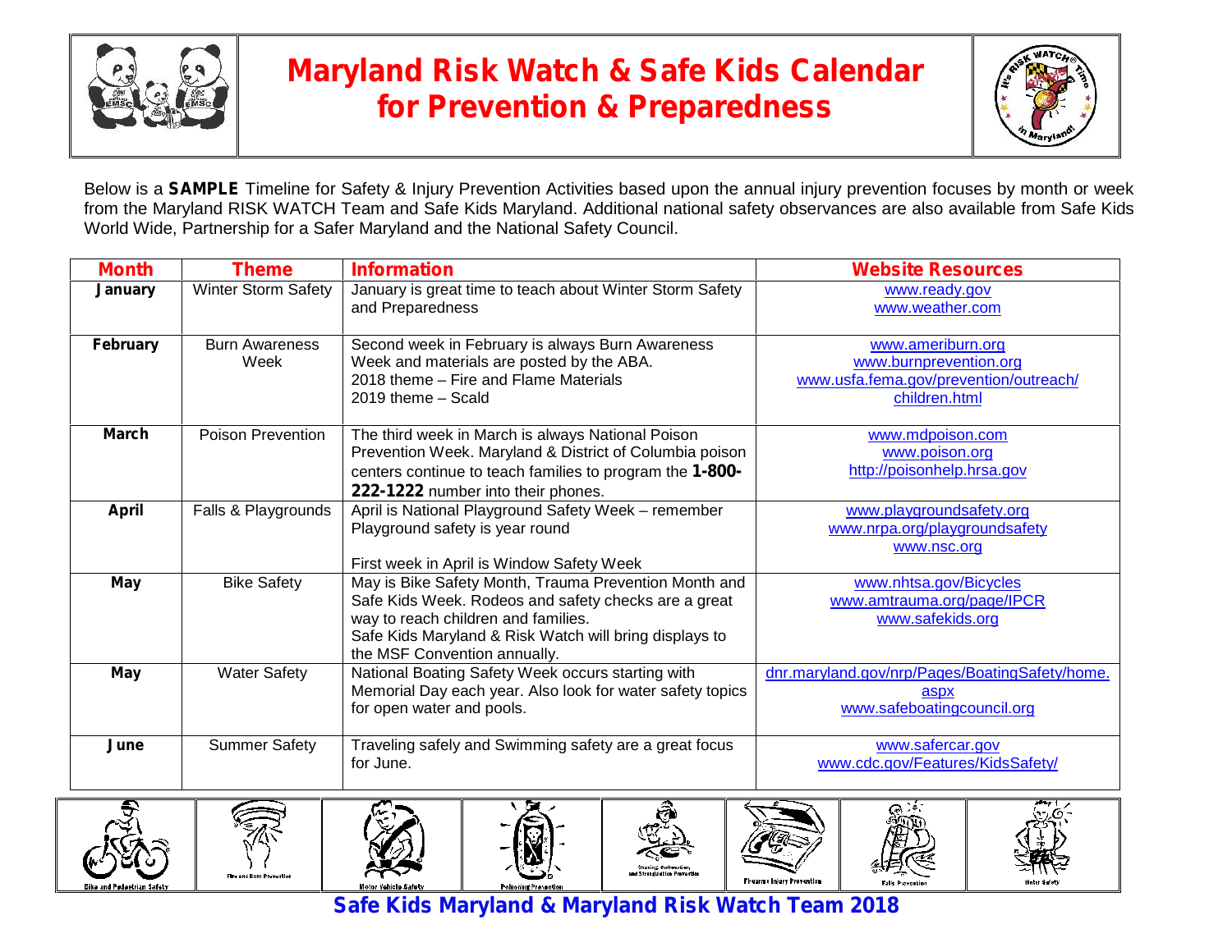# Maryland Risk Watch & Safe Kids Calendar for Prevention & Preparedness

Below is a **SAMPLE** Timeline for Safety & Injury Prevention Activities based upon the annual injury prevention focuses by month or week from the Maryland RISK WATCH Team and Safe Kids Maryland. Additional national safety observances are also available from Safe Kids World Wide, Partnership for a Safer Maryland and the National Safety Council.

| Month | Theme | Information | Website Resources |
|---|---|---|---|
| **January** | Winter Storm Safety | January is great time to teach about Winter Storm Safety and Preparedness | www.ready.gov<br>www.weather.com |
| **February** | Burn Awareness Week | Second week in February is always Burn Awareness Week and materials are posted by the ABA.<br>2018 theme – Fire and Flame Materials<br>2019 theme – Scald | www.ameriburn.org<br>www.burnprevention.org<br>www.usfa.fema.gov/prevention/outreach/children.html |
| **March** | Poison Prevention | The third week in March is always National Poison Prevention Week. Maryland & District of Columbia poison centers continue to teach families to program the **1-800-222-1222** number into their phones. | www.mdpoison.com<br>www.poison.org<br>http://poisonhelp.hrsa.gov |
| **April** | Falls & Playgrounds | April is National Playground Safety Week – remember Playground safety is year round<br><br>First week in April is Window Safety Week | www.playgroundsafety.org<br>www.nrpa.org/playgroundsafety<br>www.nsc.org |
| **May** | Bike Safety | May is Bike Safety Month, Trauma Prevention Month and Safe Kids Week. Rodeos and safety checks are a great way to reach children and families.<br>Safe Kids Maryland & Risk Watch will bring displays to the MSF Convention annually. | www.nhtsa.gov/Bicycles<br>www.amtrauma.org/page/IPCR<br>www.safekids.org |
| **May** | Water Safety | National Boating Safety Week occurs starting with Memorial Day each year. Also look for water safety topics for open water and pools. | dnr.maryland.gov/nrp/Pages/BoatingSafety/home.aspx<br>www.safeboatingcouncil.org |
| **June** | Summer Safety | Traveling safely and Swimming safety are a great focus for June. | www.safercar.gov<br>www.cdc.gov/Features/KidsSafety/ |

Bike and Pedestrian Safety · Fire and Burn Prevention · Motor Vehicle Safety · Poisoning Prevention · Choking, Suffocation, and Strangulation Prevention · Firearm Injury Prevention · Falls Prevention · Water Safety

**Safe Kids Maryland & Maryland Risk Watch Team 2018**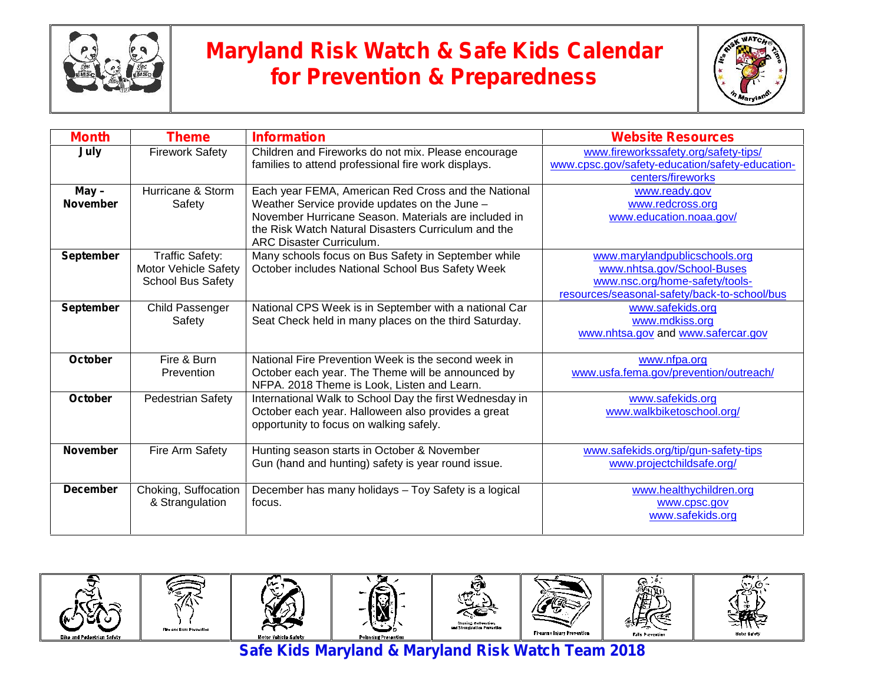# Maryland Risk Watch & Safe Kids Calendar for Prevention & Preparedness

| Month | Theme | Information | Website Resources |
|---|---|---|---|
| July | Firework Safety | Children and Fireworks do not mix. Please encourage families to attend professional fire work displays. | www.fireworkssafety.org/safety-tips/ www.cpsc.gov/safety-education/safety-education-centers/fireworks |
| May – November | Hurricane & Storm Safety | Each year FEMA, American Red Cross and the National Weather Service provide updates on the June – November Hurricane Season. Materials are included in the Risk Watch Natural Disasters Curriculum and the ARC Disaster Curriculum. | www.ready.gov www.redcross.org www.education.noaa.gov/ |
| September | Traffic Safety: Motor Vehicle Safety School Bus Safety | Many schools focus on Bus Safety in September while October includes National School Bus Safety Week | www.marylandpublicschools.org www.nhtsa.gov/School-Buses www.nsc.org/home-safety/tools-resources/seasonal-safety/back-to-school/bus |
| September | Child Passenger Safety | National CPS Week is in September with a national Car Seat Check held in many places on the third Saturday. | www.safekids.org www.mdkiss.org www.nhtsa.gov and www.safercar.gov |
| October | Fire & Burn Prevention | National Fire Prevention Week is the second week in October each year. The Theme will be announced by NFPA. 2018 Theme is Look, Listen and Learn. | www.nfpa.org www.usfa.fema.gov/prevention/outreach/ |
| October | Pedestrian Safety | International Walk to School Day the first Wednesday in October each year. Halloween also provides a great opportunity to focus on walking safely. | www.safekids.org www.walkbiketoschool.org/ |
| November | Fire Arm Safety | Hunting season starts in October & November Gun (hand and hunting) safety is year round issue. | www.safekids.org/tip/gun-safety-tips www.projectchildsafe.org/ |
| December | Choking, Suffocation & Strangulation | December has many holidays – Toy Safety is a logical focus. | www.healthychildren.org www.cpsc.gov www.safekids.org |

Bike and Pedestrian Safety | Fire and Burn Prevention | Motor Vehicle Safety | Poisoning Prevention | Choking, Suffocation and Strangulation Prevention | Firearms Injury Prevention | Falls Prevention | Water Safety

**Safe Kids Maryland & Maryland Risk Watch Team 2018**